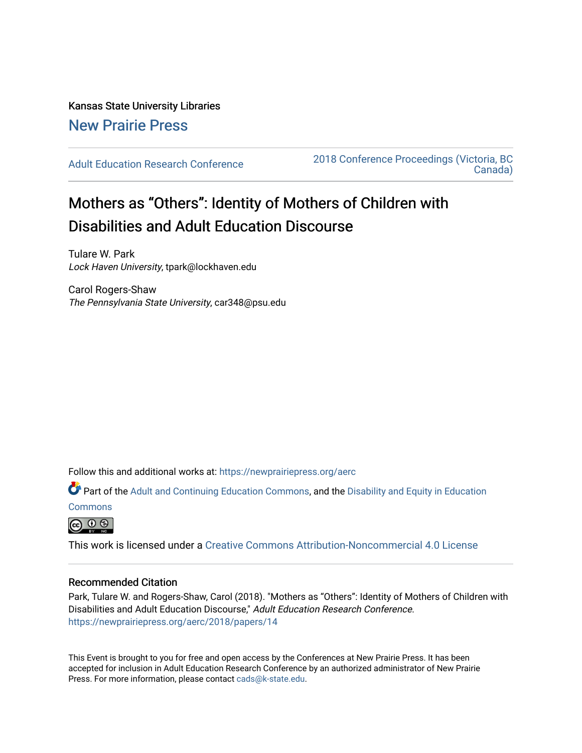Kansas State University Libraries

New Prairie Press

Adult Education Research Conference

2018 Conference Proceedings (Victoria, BC Canada)

# Mothers as “Others”: Identity of Mothers of Children with Disabilities and Adult Education Discourse

Tulare W. Park
*Lock Haven University*, tpark@lockhaven.edu

Carol Rogers-Shaw
*The Pennsylvania State University*, car348@psu.edu

Follow this and additional works at: https://newprairiepress.org/aerc

Part of the Adult and Continuing Education Commons, and the Disability and Equity in Education Commons

This work is licensed under a Creative Commons Attribution-Noncommercial 4.0 License

## Recommended Citation

Park, Tulare W. and Rogers-Shaw, Carol (2018). "Mothers as “Others”: Identity of Mothers of Children with Disabilities and Adult Education Discourse," *Adult Education Research Conference*. https://newprairiepress.org/aerc/2018/papers/14

This Event is brought to you for free and open access by the Conferences at New Prairie Press. It has been accepted for inclusion in Adult Education Research Conference by an authorized administrator of New Prairie Press. For more information, please contact cads@k-state.edu.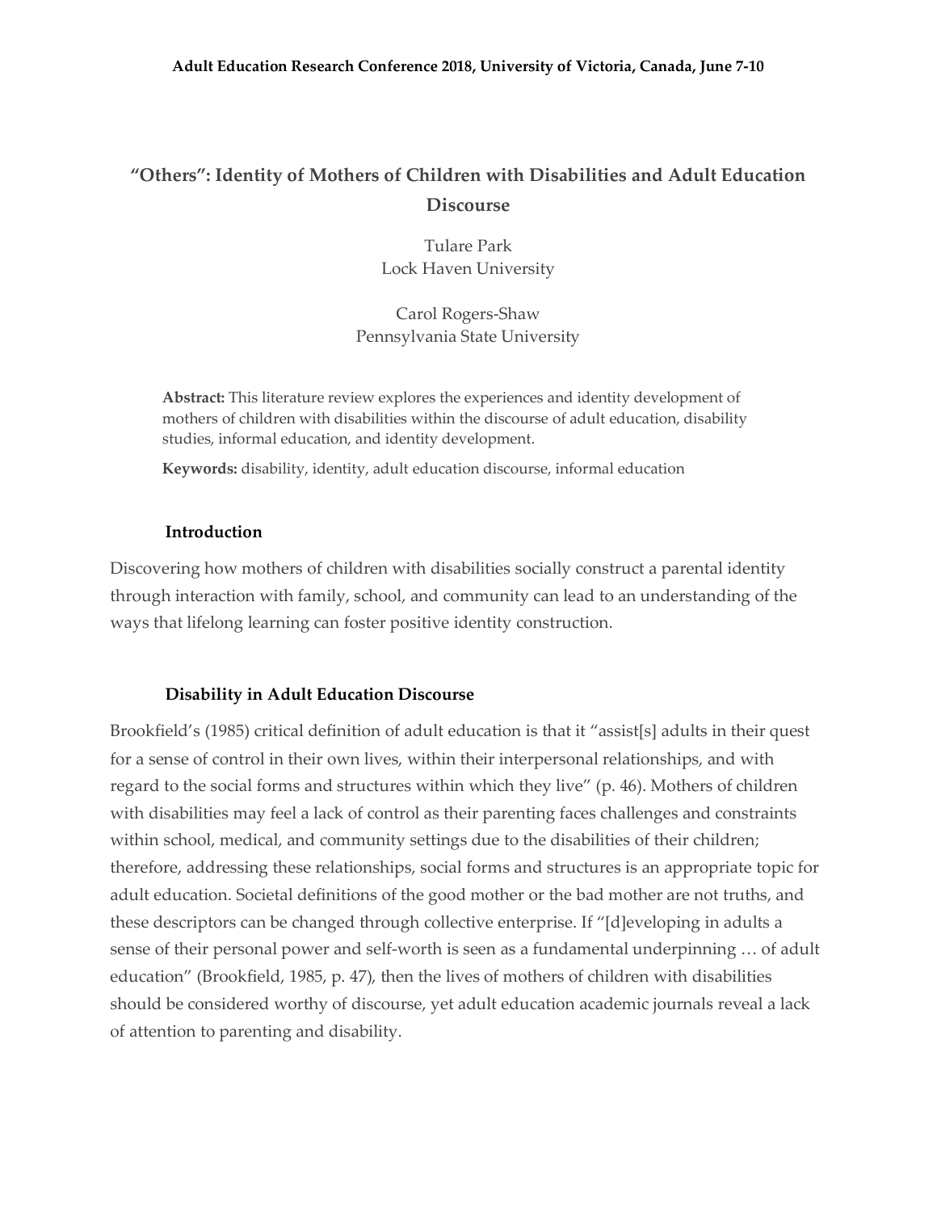# "Others": Identity of Mothers of Children with Disabilities and Adult Education Discourse

Tulare Park
Lock Haven University

Carol Rogers-Shaw
Pennsylvania State University

**Abstract:** This literature review explores the experiences and identity development of mothers of children with disabilities within the discourse of adult education, disability studies, informal education, and identity development.

**Keywords:** disability, identity, adult education discourse, informal education

## Introduction

Discovering how mothers of children with disabilities socially construct a parental identity through interaction with family, school, and community can lead to an understanding of the ways that lifelong learning can foster positive identity construction.

## Disability in Adult Education Discourse

Brookfield's (1985) critical definition of adult education is that it "assist[s] adults in their quest for a sense of control in their own lives, within their interpersonal relationships, and with regard to the social forms and structures within which they live" (p. 46). Mothers of children with disabilities may feel a lack of control as their parenting faces challenges and constraints within school, medical, and community settings due to the disabilities of their children; therefore, addressing these relationships, social forms and structures is an appropriate topic for adult education. Societal definitions of the good mother or the bad mother are not truths, and these descriptors can be changed through collective enterprise. If "[d]eveloping in adults a sense of their personal power and self-worth is seen as a fundamental underpinning … of adult education" (Brookfield, 1985, p. 47), then the lives of mothers of children with disabilities should be considered worthy of discourse, yet adult education academic journals reveal a lack of attention to parenting and disability.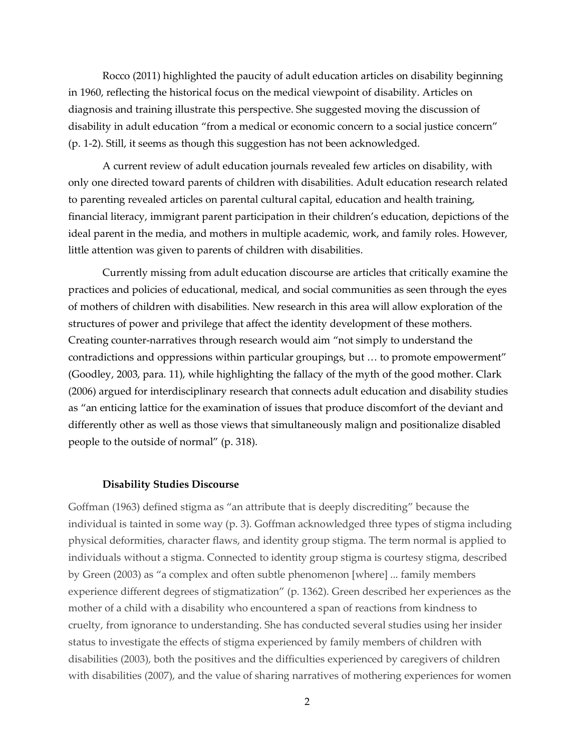Rocco (2011) highlighted the paucity of adult education articles on disability beginning in 1960, reflecting the historical focus on the medical viewpoint of disability. Articles on diagnosis and training illustrate this perspective. She suggested moving the discussion of disability in adult education "from a medical or economic concern to a social justice concern" (p. 1-2). Still, it seems as though this suggestion has not been acknowledged.

A current review of adult education journals revealed few articles on disability, with only one directed toward parents of children with disabilities. Adult education research related to parenting revealed articles on parental cultural capital, education and health training, financial literacy, immigrant parent participation in their children's education, depictions of the ideal parent in the media, and mothers in multiple academic, work, and family roles. However, little attention was given to parents of children with disabilities.

Currently missing from adult education discourse are articles that critically examine the practices and policies of educational, medical, and social communities as seen through the eyes of mothers of children with disabilities. New research in this area will allow exploration of the structures of power and privilege that affect the identity development of these mothers. Creating counter-narratives through research would aim "not simply to understand the contradictions and oppressions within particular groupings, but … to promote empowerment" (Goodley, 2003, para. 11), while highlighting the fallacy of the myth of the good mother. Clark (2006) argued for interdisciplinary research that connects adult education and disability studies as "an enticing lattice for the examination of issues that produce discomfort of the deviant and differently other as well as those views that simultaneously malign and positionalize disabled people to the outside of normal" (p. 318).

**Disability Studies Discourse**

Goffman (1963) defined stigma as "an attribute that is deeply discrediting" because the individual is tainted in some way (p. 3). Goffman acknowledged three types of stigma including physical deformities, character flaws, and identity group stigma. The term normal is applied to individuals without a stigma. Connected to identity group stigma is courtesy stigma, described by Green (2003) as "a complex and often subtle phenomenon [where] ... family members experience different degrees of stigmatization" (p. 1362). Green described her experiences as the mother of a child with a disability who encountered a span of reactions from kindness to cruelty, from ignorance to understanding. She has conducted several studies using her insider status to investigate the effects of stigma experienced by family members of children with disabilities (2003), both the positives and the difficulties experienced by caregivers of children with disabilities (2007), and the value of sharing narratives of mothering experiences for women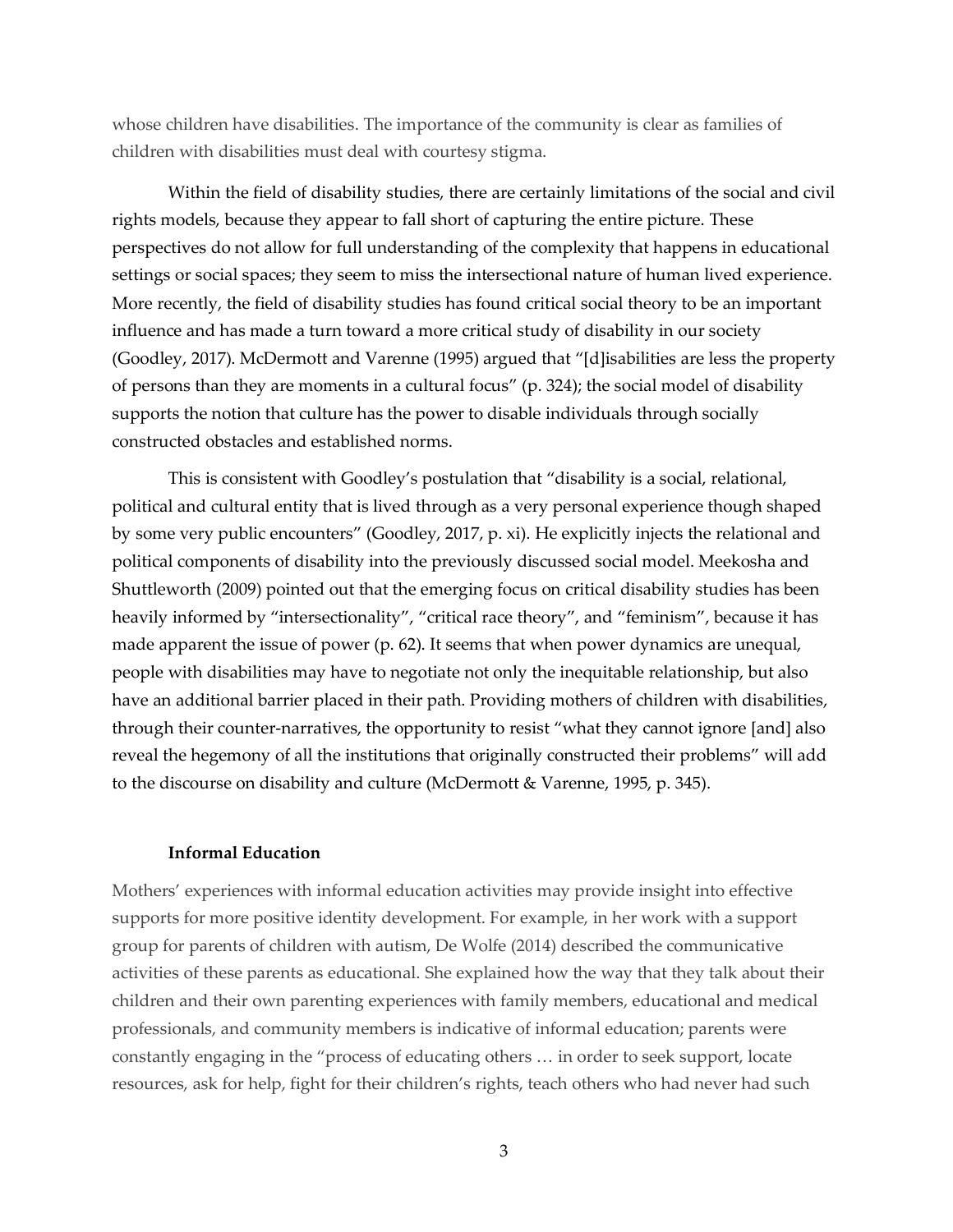whose children have disabilities. The importance of the community is clear as families of children with disabilities must deal with courtesy stigma.

Within the field of disability studies, there are certainly limitations of the social and civil rights models, because they appear to fall short of capturing the entire picture. These perspectives do not allow for full understanding of the complexity that happens in educational settings or social spaces; they seem to miss the intersectional nature of human lived experience. More recently, the field of disability studies has found critical social theory to be an important influence and has made a turn toward a more critical study of disability in our society (Goodley, 2017). McDermott and Varenne (1995) argued that "[d]isabilities are less the property of persons than they are moments in a cultural focus" (p. 324); the social model of disability supports the notion that culture has the power to disable individuals through socially constructed obstacles and established norms.

This is consistent with Goodley's postulation that "disability is a social, relational, political and cultural entity that is lived through as a very personal experience though shaped by some very public encounters" (Goodley, 2017, p. xi). He explicitly injects the relational and political components of disability into the previously discussed social model. Meekosha and Shuttleworth (2009) pointed out that the emerging focus on critical disability studies has been heavily informed by "intersectionality", "critical race theory", and "feminism", because it has made apparent the issue of power (p. 62). It seems that when power dynamics are unequal, people with disabilities may have to negotiate not only the inequitable relationship, but also have an additional barrier placed in their path. Providing mothers of children with disabilities, through their counter-narratives, the opportunity to resist "what they cannot ignore [and] also reveal the hegemony of all the institutions that originally constructed their problems" will add to the discourse on disability and culture (McDermott & Varenne, 1995, p. 345).

### Informal Education

Mothers' experiences with informal education activities may provide insight into effective supports for more positive identity development. For example, in her work with a support group for parents of children with autism, De Wolfe (2014) described the communicative activities of these parents as educational. She explained how the way that they talk about their children and their own parenting experiences with family members, educational and medical professionals, and community members is indicative of informal education; parents were constantly engaging in the "process of educating others … in order to seek support, locate resources, ask for help, fight for their children's rights, teach others who had never had such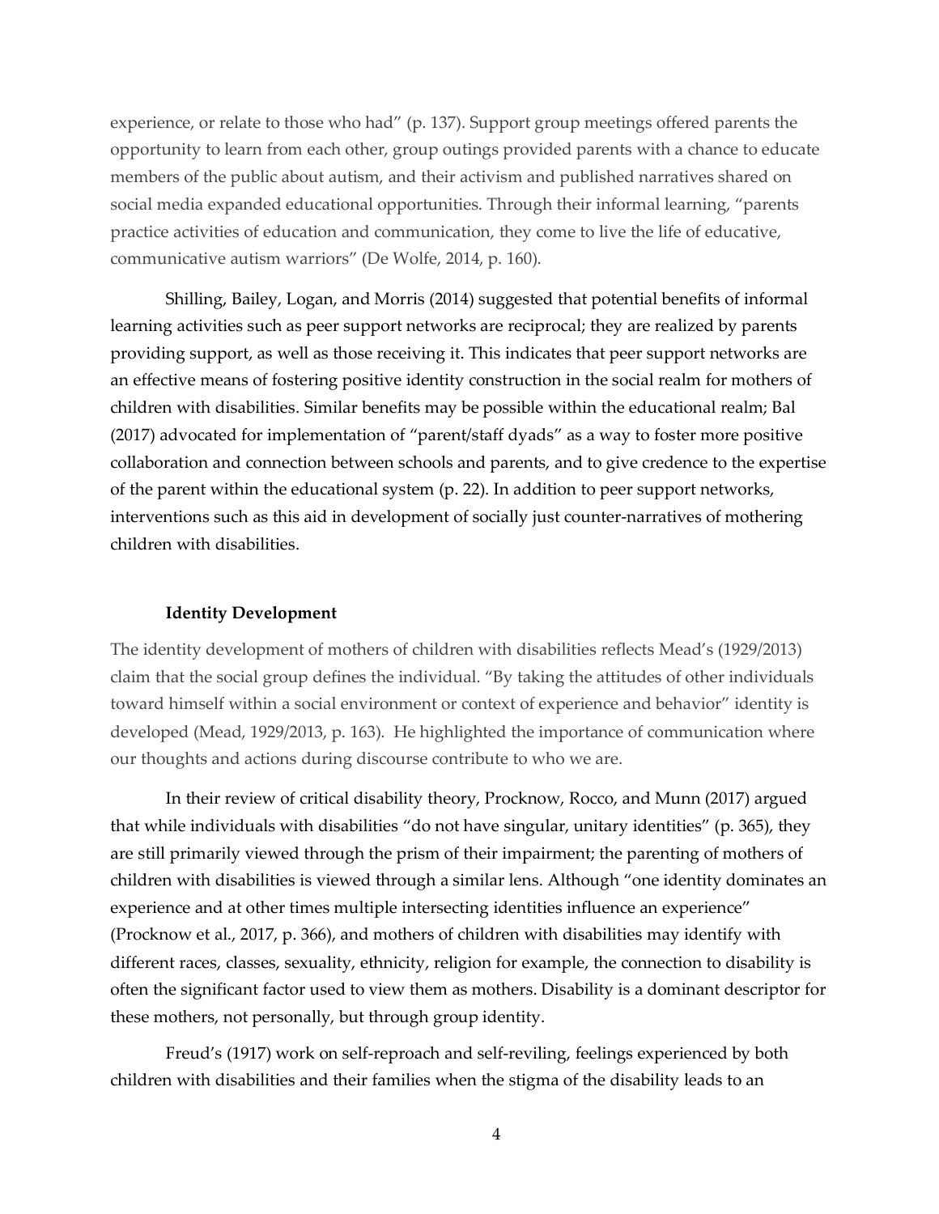experience, or relate to those who had" (p. 137). Support group meetings offered parents the opportunity to learn from each other, group outings provided parents with a chance to educate members of the public about autism, and their activism and published narratives shared on social media expanded educational opportunities. Through their informal learning, "parents practice activities of education and communication, they come to live the life of educative, communicative autism warriors" (De Wolfe, 2014, p. 160).

Shilling, Bailey, Logan, and Morris (2014) suggested that potential benefits of informal learning activities such as peer support networks are reciprocal; they are realized by parents providing support, as well as those receiving it. This indicates that peer support networks are an effective means of fostering positive identity construction in the social realm for mothers of children with disabilities. Similar benefits may be possible within the educational realm; Bal (2017) advocated for implementation of "parent/staff dyads" as a way to foster more positive collaboration and connection between schools and parents, and to give credence to the expertise of the parent within the educational system (p. 22). In addition to peer support networks, interventions such as this aid in development of socially just counter-narratives of mothering children with disabilities.

**Identity Development**

The identity development of mothers of children with disabilities reflects Mead's (1929/2013) claim that the social group defines the individual. "By taking the attitudes of other individuals toward himself within a social environment or context of experience and behavior" identity is developed (Mead, 1929/2013, p. 163). He highlighted the importance of communication where our thoughts and actions during discourse contribute to who we are.

In their review of critical disability theory, Procknow, Rocco, and Munn (2017) argued that while individuals with disabilities "do not have singular, unitary identities" (p. 365), they are still primarily viewed through the prism of their impairment; the parenting of mothers of children with disabilities is viewed through a similar lens. Although "one identity dominates an experience and at other times multiple intersecting identities influence an experience" (Procknow et al., 2017, p. 366), and mothers of children with disabilities may identify with different races, classes, sexuality, ethnicity, religion for example, the connection to disability is often the significant factor used to view them as mothers. Disability is a dominant descriptor for these mothers, not personally, but through group identity.

Freud's (1917) work on self-reproach and self-reviling, feelings experienced by both children with disabilities and their families when the stigma of the disability leads to an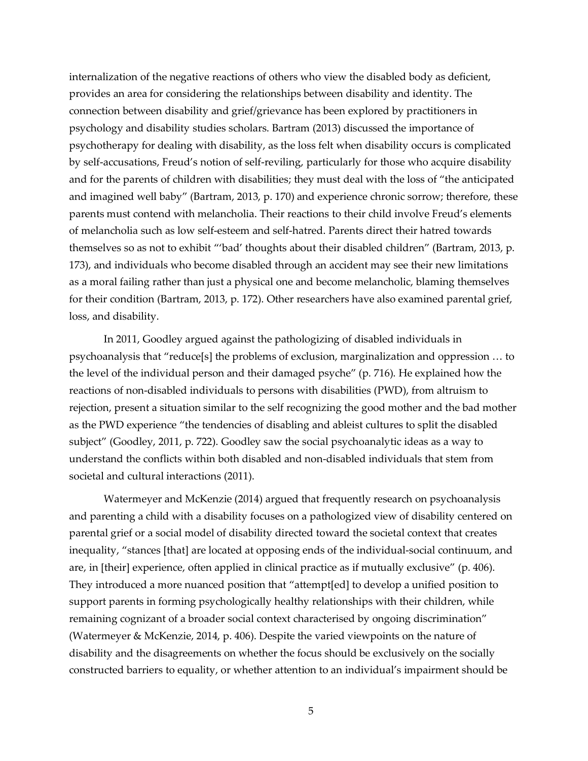internalization of the negative reactions of others who view the disabled body as deficient, provides an area for considering the relationships between disability and identity. The connection between disability and grief/grievance has been explored by practitioners in psychology and disability studies scholars. Bartram (2013) discussed the importance of psychotherapy for dealing with disability, as the loss felt when disability occurs is complicated by self-accusations, Freud's notion of self-reviling, particularly for those who acquire disability and for the parents of children with disabilities; they must deal with the loss of "the anticipated and imagined well baby" (Bartram, 2013, p. 170) and experience chronic sorrow; therefore, these parents must contend with melancholia. Their reactions to their child involve Freud's elements of melancholia such as low self-esteem and self-hatred. Parents direct their hatred towards themselves so as not to exhibit "'bad' thoughts about their disabled children" (Bartram, 2013, p. 173), and individuals who become disabled through an accident may see their new limitations as a moral failing rather than just a physical one and become melancholic, blaming themselves for their condition (Bartram, 2013, p. 172). Other researchers have also examined parental grief, loss, and disability.

In 2011, Goodley argued against the pathologizing of disabled individuals in psychoanalysis that "reduce[s] the problems of exclusion, marginalization and oppression … to the level of the individual person and their damaged psyche" (p. 716). He explained how the reactions of non-disabled individuals to persons with disabilities (PWD), from altruism to rejection, present a situation similar to the self recognizing the good mother and the bad mother as the PWD experience "the tendencies of disabling and ableist cultures to split the disabled subject" (Goodley, 2011, p. 722). Goodley saw the social psychoanalytic ideas as a way to understand the conflicts within both disabled and non-disabled individuals that stem from societal and cultural interactions (2011).

Watermeyer and McKenzie (2014) argued that frequently research on psychoanalysis and parenting a child with a disability focuses on a pathologized view of disability centered on parental grief or a social model of disability directed toward the societal context that creates inequality, "stances [that] are located at opposing ends of the individual-social continuum, and are, in [their] experience, often applied in clinical practice as if mutually exclusive" (p. 406). They introduced a more nuanced position that "attempt[ed] to develop a unified position to support parents in forming psychologically healthy relationships with their children, while remaining cognizant of a broader social context characterised by ongoing discrimination" (Watermeyer & McKenzie, 2014, p. 406). Despite the varied viewpoints on the nature of disability and the disagreements on whether the focus should be exclusively on the socially constructed barriers to equality, or whether attention to an individual's impairment should be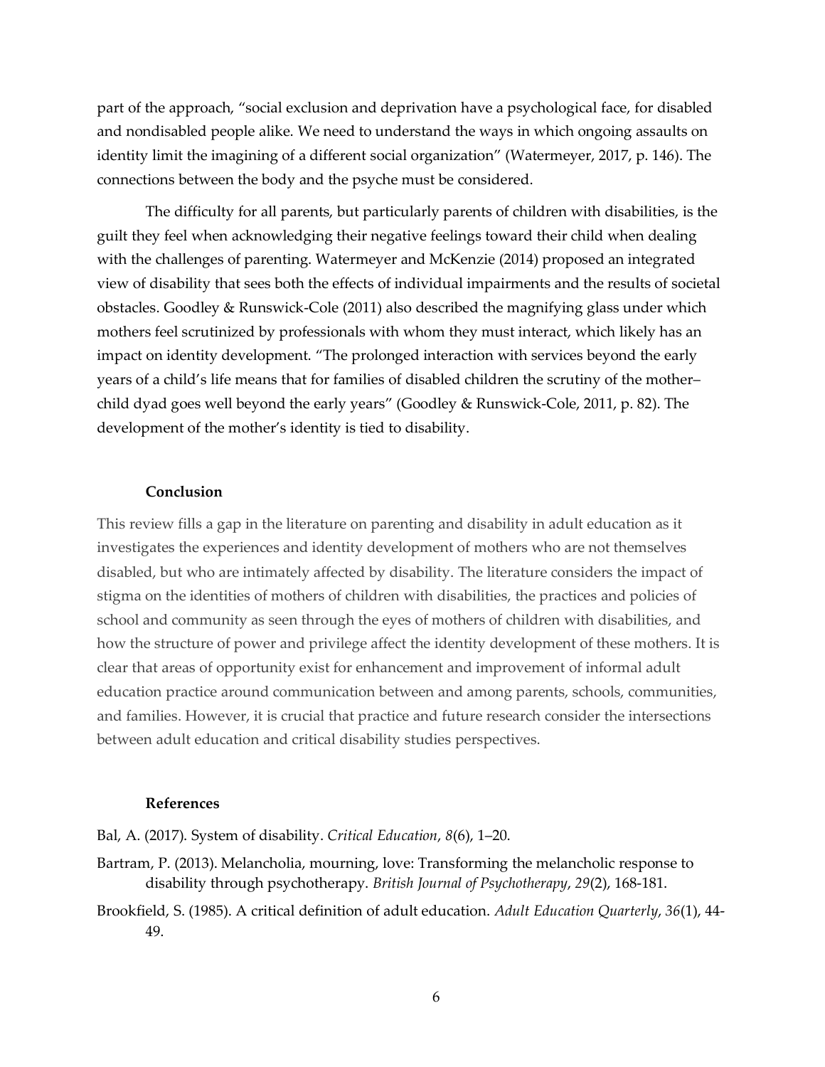part of the approach, "social exclusion and deprivation have a psychological face, for disabled and nondisabled people alike. We need to understand the ways in which ongoing assaults on identity limit the imagining of a different social organization" (Watermeyer, 2017, p. 146). The connections between the body and the psyche must be considered.

The difficulty for all parents, but particularly parents of children with disabilities, is the guilt they feel when acknowledging their negative feelings toward their child when dealing with the challenges of parenting. Watermeyer and McKenzie (2014) proposed an integrated view of disability that sees both the effects of individual impairments and the results of societal obstacles. Goodley & Runswick-Cole (2011) also described the magnifying glass under which mothers feel scrutinized by professionals with whom they must interact, which likely has an impact on identity development. "The prolonged interaction with services beyond the early years of a child's life means that for families of disabled children the scrutiny of the mother–child dyad goes well beyond the early years" (Goodley & Runswick-Cole, 2011, p. 82). The development of the mother's identity is tied to disability.

## Conclusion

This review fills a gap in the literature on parenting and disability in adult education as it investigates the experiences and identity development of mothers who are not themselves disabled, but who are intimately affected by disability. The literature considers the impact of stigma on the identities of mothers of children with disabilities, the practices and policies of school and community as seen through the eyes of mothers of children with disabilities, and how the structure of power and privilege affect the identity development of these mothers. It is clear that areas of opportunity exist for enhancement and improvement of informal adult education practice around communication between and among parents, schools, communities, and families. However, it is crucial that practice and future research consider the intersections between adult education and critical disability studies perspectives.

## References

Bal, A. (2017). System of disability. *Critical Education*, *8*(6), 1–20.

Bartram, P. (2013). Melancholia, mourning, love: Transforming the melancholic response to disability through psychotherapy. *British Journal of Psychotherapy*, *29*(2), 168-181.

Brookfield, S. (1985). A critical definition of adult education. *Adult Education Quarterly*, *36*(1), 44-49.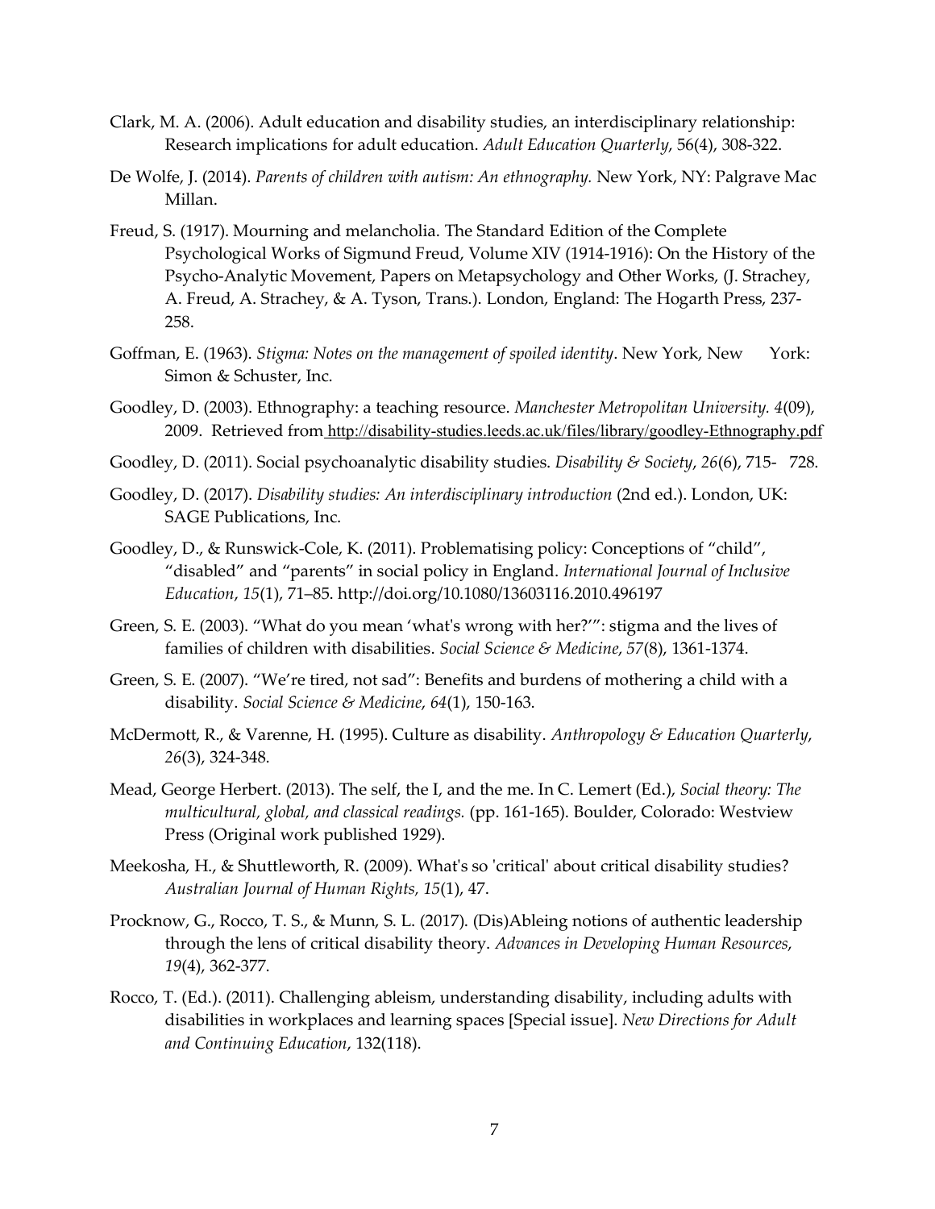Clark, M. A. (2006). Adult education and disability studies, an interdisciplinary relationship: Research implications for adult education. *Adult Education Quarterly*, 56(4), 308-322.

De Wolfe, J. (2014). *Parents of children with autism: An ethnography.* New York, NY: Palgrave Mac Millan.

Freud, S. (1917). Mourning and melancholia. The Standard Edition of the Complete Psychological Works of Sigmund Freud, Volume XIV (1914-1916): On the History of the Psycho-Analytic Movement, Papers on Metapsychology and Other Works, (J. Strachey, A. Freud, A. Strachey, & A. Tyson, Trans.). London, England: The Hogarth Press, 237-258.

Goffman, E. (1963). *Stigma: Notes on the management of spoiled identity*. New York, New York: Simon & Schuster, Inc.

Goodley, D. (2003). Ethnography: a teaching resource. *Manchester Metropolitan University. 4*(09), 2009. Retrieved from http://disability-studies.leeds.ac.uk/files/library/goodley-Ethnography.pdf

Goodley, D. (2011). Social psychoanalytic disability studies. *Disability & Society*, *26*(6), 715- 728.

Goodley, D. (2017). *Disability studies: An interdisciplinary introduction* (2nd ed.). London, UK: SAGE Publications, Inc.

Goodley, D., & Runswick-Cole, K. (2011). Problematising policy: Conceptions of "child", "disabled" and "parents" in social policy in England. *International Journal of Inclusive Education*, *15*(1), 71–85. http://doi.org/10.1080/13603116.2010.496197

Green, S. E. (2003). "What do you mean 'what's wrong with her?'": stigma and the lives of families of children with disabilities. *Social Science & Medicine*, *57*(8), 1361-1374.

Green, S. E. (2007). "We're tired, not sad": Benefits and burdens of mothering a child with a disability. *Social Science & Medicine*, *64*(1), 150-163.

McDermott, R., & Varenne, H. (1995). Culture as disability. *Anthropology & Education Quarterly*, *26*(3), 324-348.

Mead, George Herbert. (2013). The self, the I, and the me. In C. Lemert (Ed.), *Social theory: The multicultural, global, and classical readings.* (pp. 161-165). Boulder, Colorado: Westview Press (Original work published 1929).

Meekosha, H., & Shuttleworth, R. (2009). What's so 'critical' about critical disability studies? *Australian Journal of Human Rights, 15*(1), 47.

Procknow, G., Rocco, T. S., & Munn, S. L. (2017). (Dis)Ableing notions of authentic leadership through the lens of critical disability theory. *Advances in Developing Human Resources*, *19*(4), 362-377.

Rocco, T. (Ed.). (2011). Challenging ableism, understanding disability, including adults with disabilities in workplaces and learning spaces [Special issue]. *New Directions for Adult and Continuing Education*, 132(118).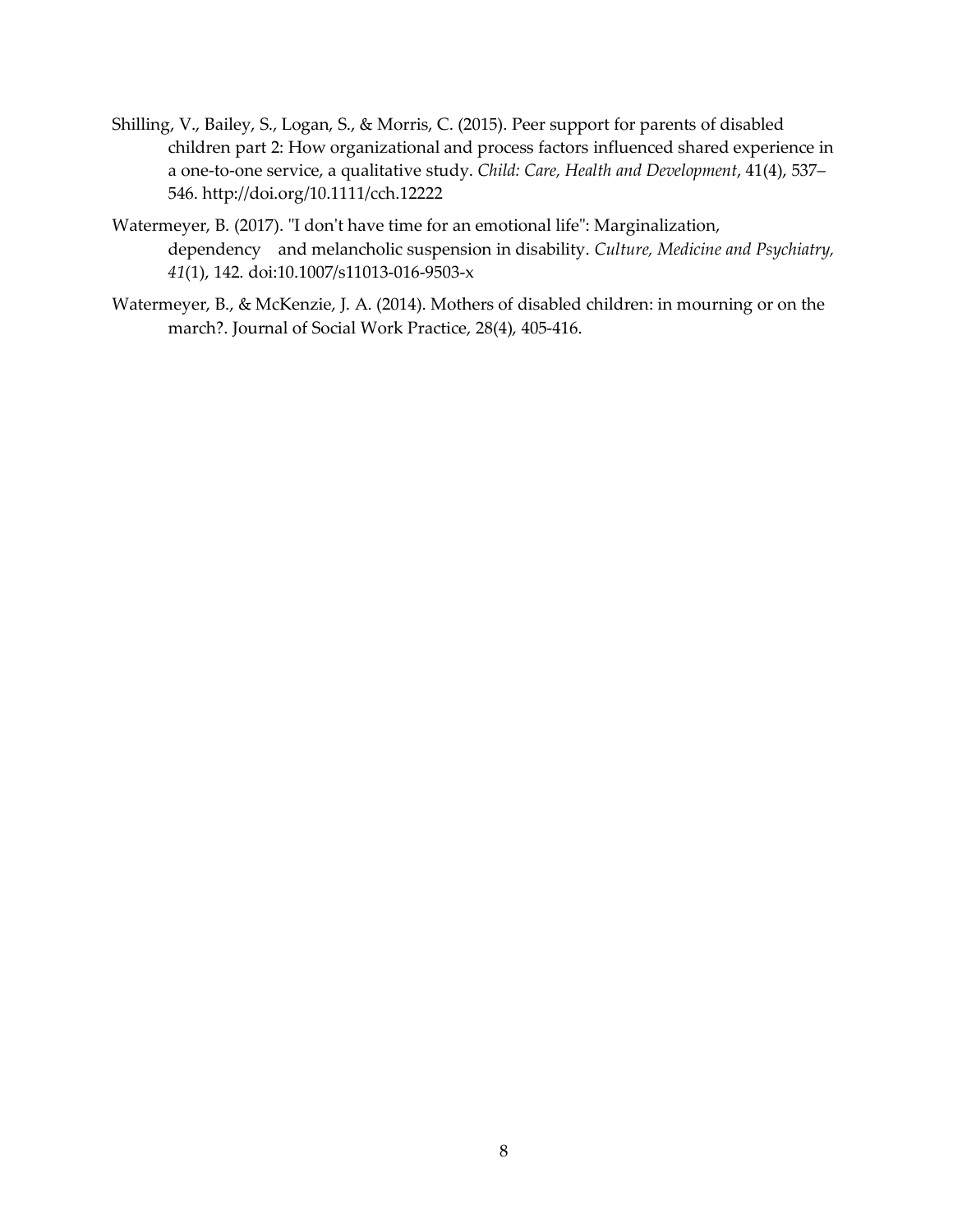Shilling, V., Bailey, S., Logan, S., & Morris, C. (2015). Peer support for parents of disabled children part 2: How organizational and process factors influenced shared experience in a one-to-one service, a qualitative study. *Child: Care, Health and Development*, 41(4), 537–546. http://doi.org/10.1111/cch.12222

Watermeyer, B. (2017). "I don't have time for an emotional life": Marginalization, dependency and melancholic suspension in disability. *Culture, Medicine and Psychiatry, 41*(1), 142. doi:10.1007/s11013-016-9503-x

Watermeyer, B., & McKenzie, J. A. (2014). Mothers of disabled children: in mourning or on the march?. Journal of Social Work Practice, 28(4), 405-416.